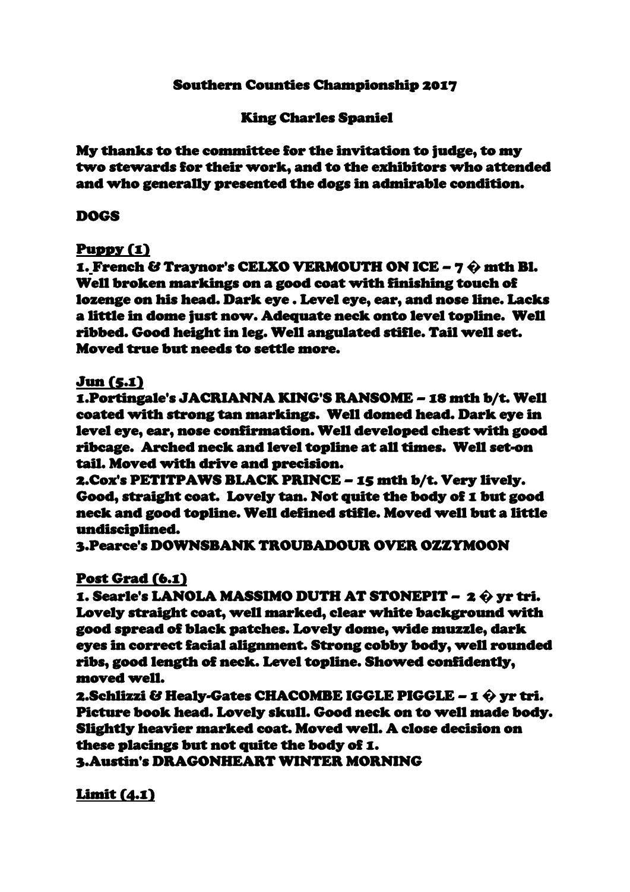Southern Counties Championship 2017

King Charles Spaniel

My thanks to the committee for the invitation to judge, to my two stewards for their work, and to the exhibitors who attended and who generally presented the dogs in admirable condition.

## DOGS

### Puppy (1)

1. French & Traynor's CELXO VERMOUTH ON ICE – 7 � mth Bl. Well broken markings on a good coat with finishing touch of lozenge on his head. Dark eye . Level eye, ear, and nose line. Lacks a little in dome just now. Adequate neck onto level topline. Well ribbed. Good height in leg. Well angulated stifle. Tail well set. Moved true but needs to settle more.

### Jun (5.1)

1.Portingale's JACRIANNA KING'S RANSOME – 18 mth b/t. Well coated with strong tan markings. Well domed head. Dark eye in level eye, ear, nose confirmation. Well developed chest with good ribcage. Arched neck and level topline at all times. Well set-on tail. Moved with drive and precision.

2.Cox's PETITPAWS BLACK PRINCE – 15 mth b/t. Very lively. Good, straight coat. Lovely tan. Not quite the body of 1 but good neck and good topline. Well defined stifle. Moved well but a little undisciplined.

3.Pearce's DOWNSBANK TROUBADOUR OVER OZZYMOON

### Post Grad (6.1)

1. Searle's LANOLA MASSIMO DUTH AT STONEPIT – 2 � yr tri. Lovely straight coat, well marked, clear white background with good spread of black patches. Lovely dome, wide muzzle, dark eyes in correct facial alignment. Strong cobby body, well rounded ribs, good length of neck. Level topline. Showed confidently, moved well.

2.Schlizzi & Healy-Gates CHACOMBE IGGLE PIGGLE – 1 � yr tri. Picture book head. Lovely skull. Good neck on to well made body. Slightly heavier marked coat. Moved well. A close decision on these placings but not quite the body of 1.

3.Austin's DRAGONHEART WINTER MORNING

### Limit (4.1)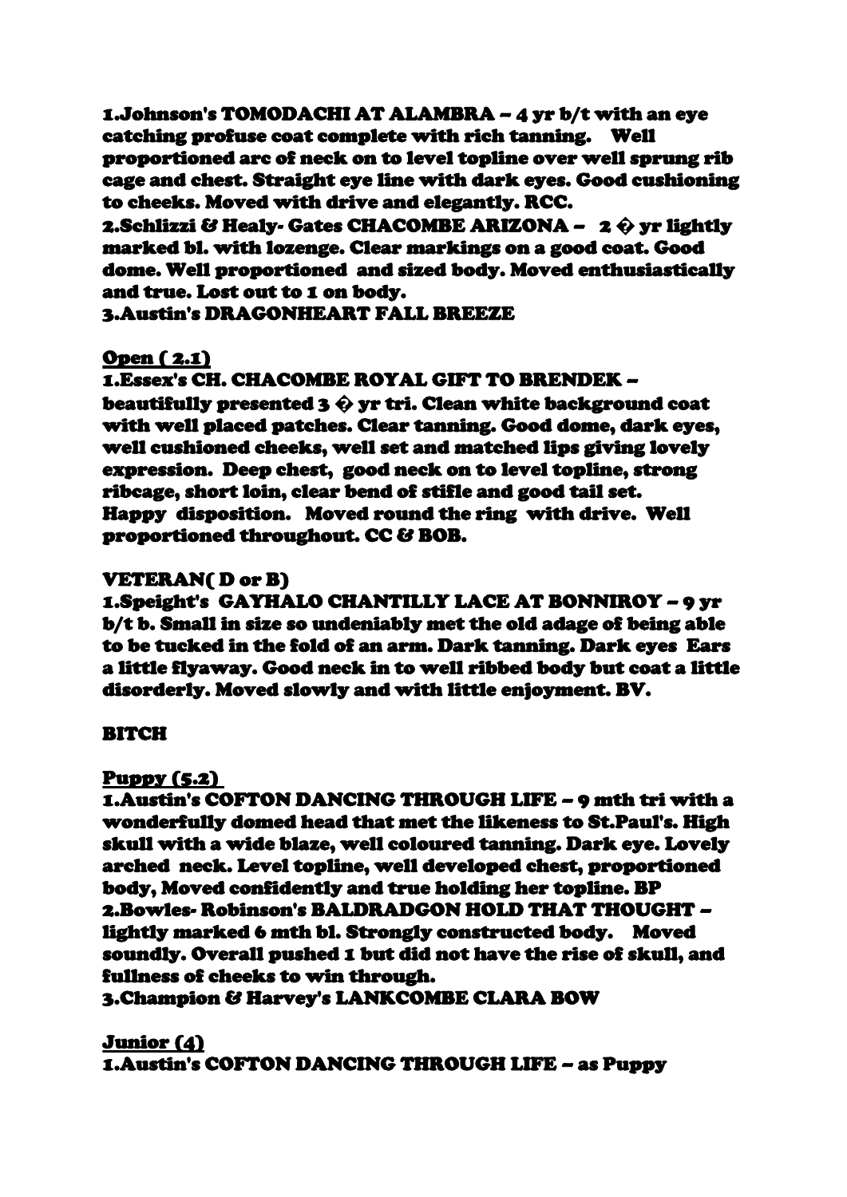**1.Johnson's TOMODACHI AT ALAMBRA – 4 yr b/t with an eye catching profuse coat complete with rich tanning. Well proportioned arc of neck on to level topline over well sprung rib cage and chest. Straight eye line with dark eyes. Good cushioning to cheeks. Moved with drive and elegantly. RCC.**
**2.Schlizzi & Healy- Gates CHACOMBE ARIZONA – 2 � yr lightly marked bl. with lozenge. Clear markings on a good coat. Good dome. Well proportioned and sized body. Moved enthusiastically and true. Lost out to 1 on body.**
**3.Austin's DRAGONHEART FALL BREEZE**

**Open ( 2.1)**

**1.Essex's CH. CHACOMBE ROYAL GIFT TO BRENDEK – beautifully presented 3 � yr tri. Clean white background coat with well placed patches. Clear tanning. Good dome, dark eyes, well cushioned cheeks, well set and matched lips giving lovely expression. Deep chest, good neck on to level topline, strong ribcage, short loin, clear bend of stifle and good tail set. Happy disposition. Moved round the ring with drive. Well proportioned throughout. CC & BOB.**

**VETERAN( D or B)**

**1.Speight's GAYHALO CHANTILLY LACE AT BONNIROY – 9 yr b/t b. Small in size so undeniably met the old adage of being able to be tucked in the fold of an arm. Dark tanning. Dark eyes Ears a little flyaway. Good neck in to well ribbed body but coat a little disorderly. Moved slowly and with little enjoyment. BV.**

**BITCH**

**Puppy (5.2)**

**1.Austin's COFTON DANCING THROUGH LIFE – 9 mth tri with a wonderfully domed head that met the likeness to St.Paul's. High skull with a wide blaze, well coloured tanning. Dark eye. Lovely arched neck. Level topline, well developed chest, proportioned body, Moved confidently and true holding her topline. BP**
**2.Bowles- Robinson's BALDRADGON HOLD THAT THOUGHT – lightly marked 6 mth bl. Strongly constructed body. Moved soundly. Overall pushed 1 but did not have the rise of skull, and fullness of cheeks to win through.**
**3.Champion & Harvey's LANKCOMBE CLARA BOW**

**Junior (4)**

**1.Austin's COFTON DANCING THROUGH LIFE – as Puppy**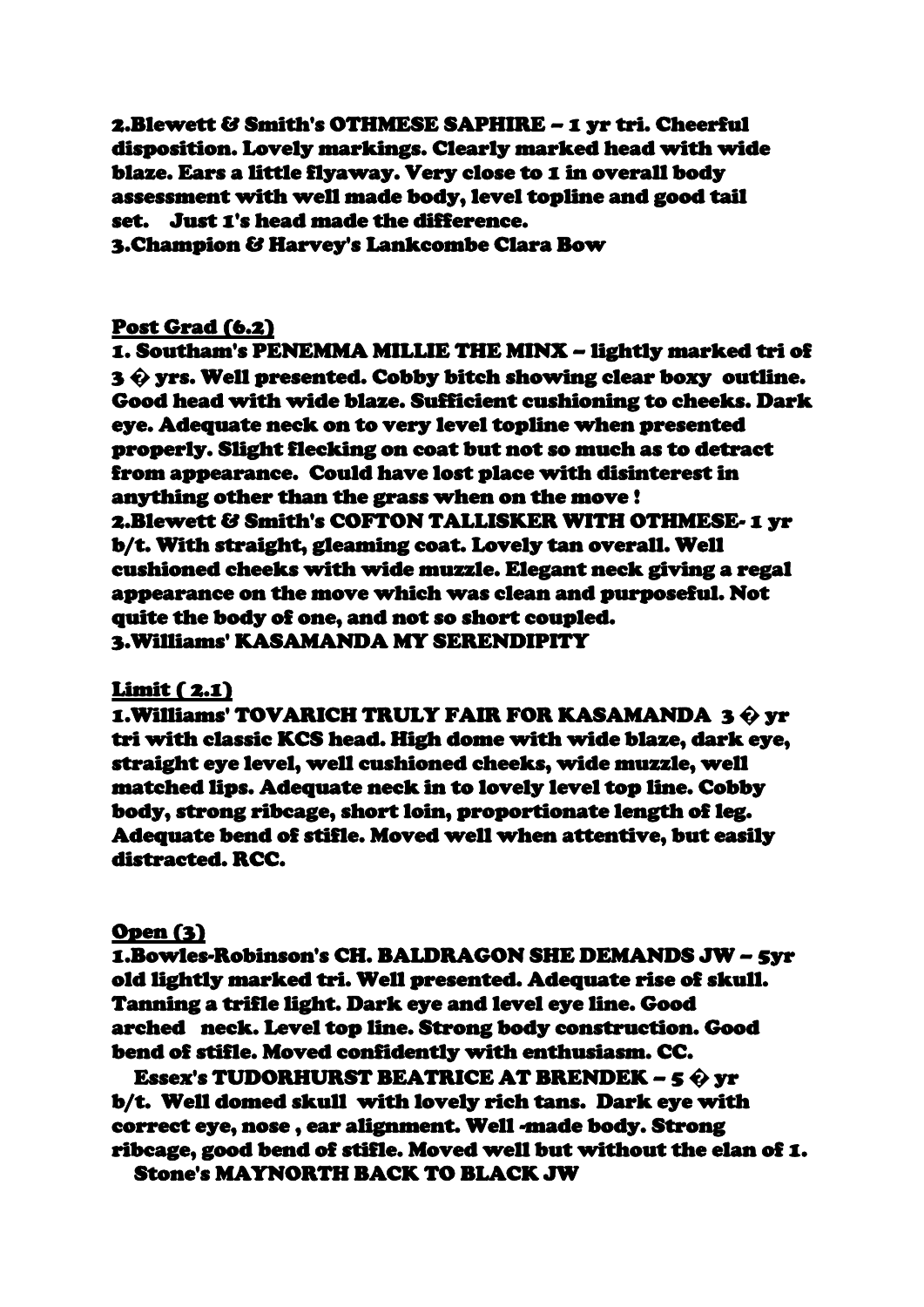2.Blewett & Smith's OTHMESE SAPHIRE – 1 yr tri. Cheerful disposition. Lovely markings. Clearly marked head with wide blaze. Ears a little flyaway. Very close to 1 in overall body assessment with well made body, level topline and good tail set. Just 1's head made the difference.
3.Champion & Harvey's Lankcombe Clara Bow

**Post Grad (6.2)**

1. Southam's PENEMMA MILLIE THE MINX – lightly marked tri of 3 � yrs. Well presented. Cobby bitch showing clear boxy outline. Good head with wide blaze. Sufficient cushioning to cheeks. Dark eye. Adequate neck on to very level topline when presented properly. Slight flecking on coat but not so much as to detract from appearance. Could have lost place with disinterest in anything other than the grass when on the move !
2.Blewett & Smith's COFTON TALLISKER WITH OTHMESE- 1 yr b/t. With straight, gleaming coat. Lovely tan overall. Well cushioned cheeks with wide muzzle. Elegant neck giving a regal appearance on the move which was clean and purposeful. Not quite the body of one, and not so short coupled.
3.Williams' KASAMANDA MY SERENDIPITY

**Limit ( 2.1)**

1.Williams' TOVARICH TRULY FAIR FOR KASAMANDA 3 � yr tri with classic KCS head. High dome with wide blaze, dark eye, straight eye level, well cushioned cheeks, wide muzzle, well matched lips. Adequate neck in to lovely level top line. Cobby body, strong ribcage, short loin, proportionate length of leg. Adequate bend of stifle. Moved well when attentive, but easily distracted. RCC.

**Open (3)**

1.Bowles-Robinson's CH. BALDRAGON SHE DEMANDS JW – 5yr old lightly marked tri. Well presented. Adequate rise of skull. Tanning a trifle light. Dark eye and level eye line. Good arched neck. Level top line. Strong body construction. Good bend of stifle. Moved confidently with enthusiasm. CC.
Essex's TUDORHURST BEATRICE AT BRENDEK – 5 � yr b/t. Well domed skull with lovely rich tans. Dark eye with correct eye, nose , ear alignment. Well -made body. Strong ribcage, good bend of stifle. Moved well but without the elan of 1.
Stone's MAYNORTH BACK TO BLACK JW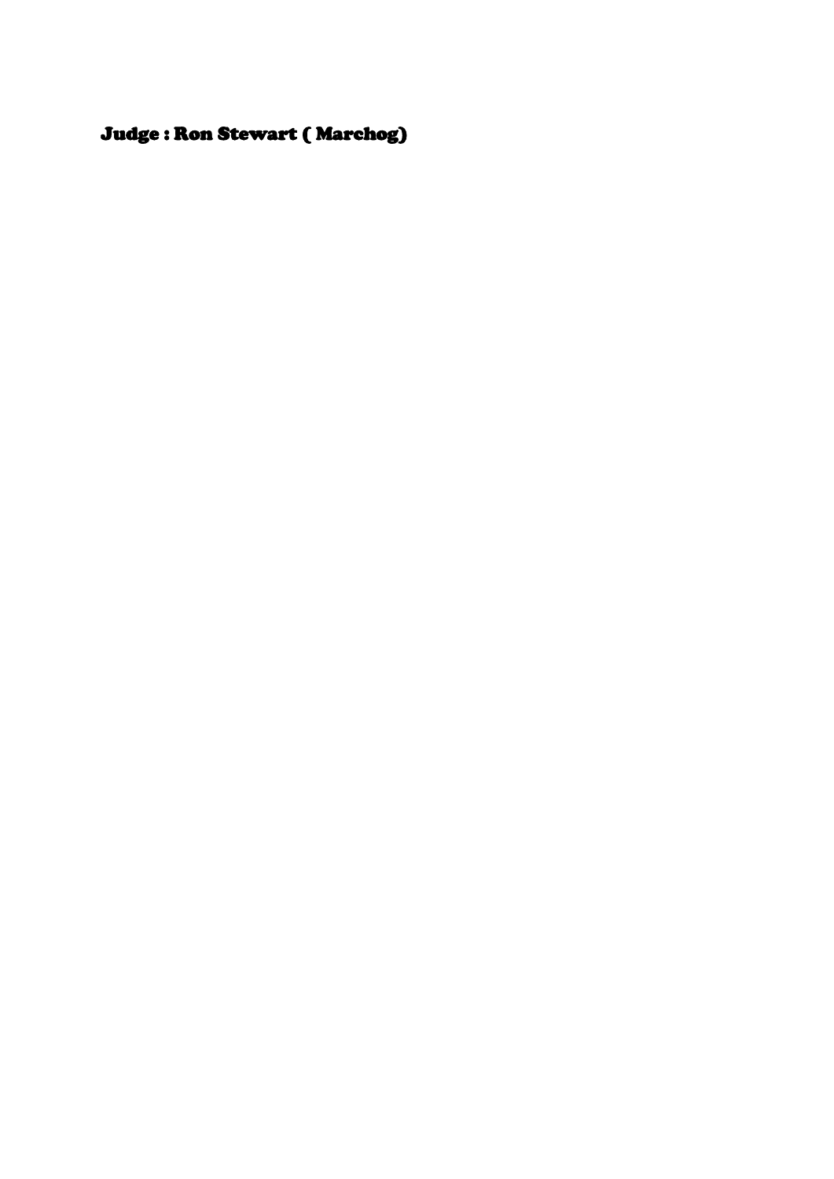**Judge : Ron Stewart ( Marchog)**